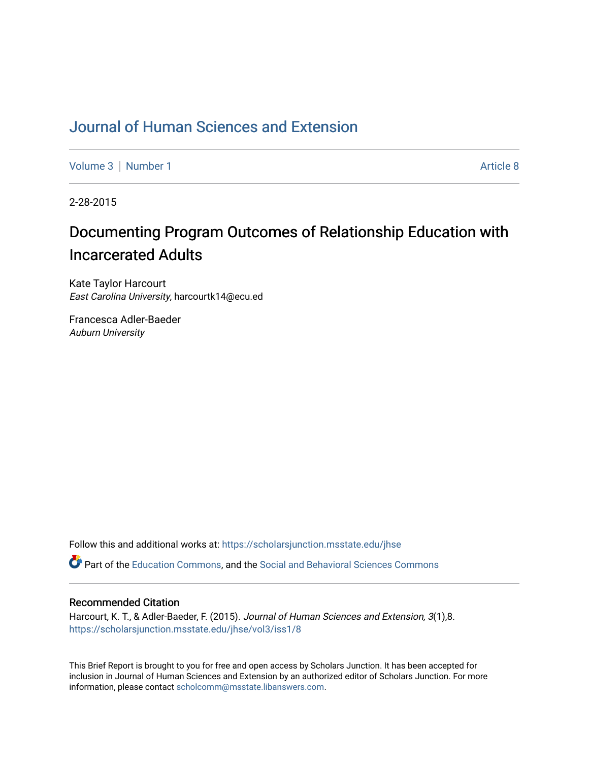# Journal of Human Sciences and Extension

Volume 3 | Number 1 Article 8

2-28-2015

## Documenting Program Outcomes of Relationship Education with Incarcerated Adults

Kate Taylor Harcourt
*East Carolina University*, harcourtk14@ecu.ed

Francesca Adler-Baeder
*Auburn University*

Follow this and additional works at: https://scholarsjunction.msstate.edu/jhse

Part of the Education Commons, and the Social and Behavioral Sciences Commons

### Recommended Citation

Harcourt, K. T., & Adler-Baeder, F. (2015). *Journal of Human Sciences and Extension, 3*(1),8.
https://scholarsjunction.msstate.edu/jhse/vol3/iss1/8

This Brief Report is brought to you for free and open access by Scholars Junction. It has been accepted for inclusion in Journal of Human Sciences and Extension by an authorized editor of Scholars Junction. For more information, please contact scholcomm@msstate.libanswers.com.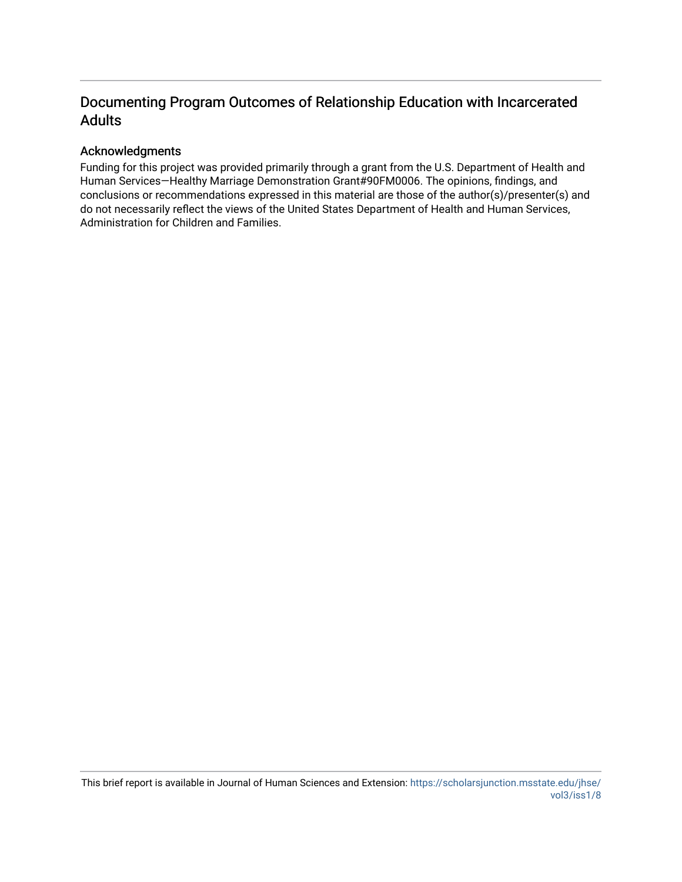# Documenting Program Outcomes of Relationship Education with Incarcerated Adults

## Acknowledgments

Funding for this project was provided primarily through a grant from the U.S. Department of Health and Human Services—Healthy Marriage Demonstration Grant#90FM0006. The opinions, findings, and conclusions or recommendations expressed in this material are those of the author(s)/presenter(s) and do not necessarily reflect the views of the United States Department of Health and Human Services, Administration for Children and Families.

This brief report is available in Journal of Human Sciences and Extension: https://scholarsjunction.msstate.edu/jhse/vol3/iss1/8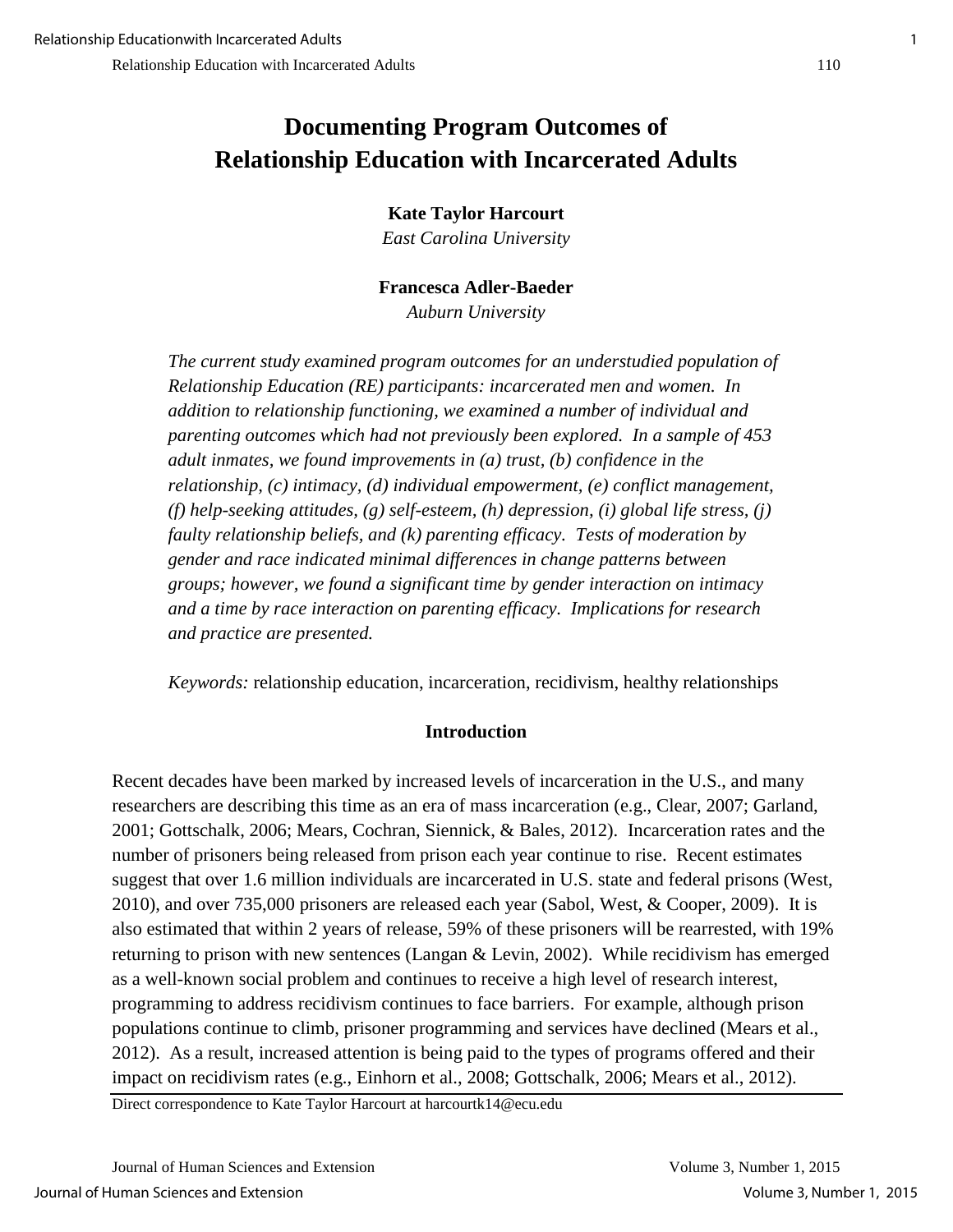# Documenting Program Outcomes of Relationship Education with Incarcerated Adults

**Kate Taylor Harcourt**
*East Carolina University*

**Francesca Adler-Baeder**
*Auburn University*

*The current study examined program outcomes for an understudied population of Relationship Education (RE) participants: incarcerated men and women. In addition to relationship functioning, we examined a number of individual and parenting outcomes which had not previously been explored. In a sample of 453 adult inmates, we found improvements in (a) trust, (b) confidence in the relationship, (c) intimacy, (d) individual empowerment, (e) conflict management, (f) help-seeking attitudes, (g) self-esteem, (h) depression, (i) global life stress, (j) faulty relationship beliefs, and (k) parenting efficacy. Tests of moderation by gender and race indicated minimal differences in change patterns between groups; however, we found a significant time by gender interaction on intimacy and a time by race interaction on parenting efficacy. Implications for research and practice are presented.*

*Keywords:* relationship education, incarceration, recidivism, healthy relationships

## Introduction

Recent decades have been marked by increased levels of incarceration in the U.S., and many researchers are describing this time as an era of mass incarceration (e.g., Clear, 2007; Garland, 2001; Gottschalk, 2006; Mears, Cochran, Siennick, & Bales, 2012). Incarceration rates and the number of prisoners being released from prison each year continue to rise. Recent estimates suggest that over 1.6 million individuals are incarcerated in U.S. state and federal prisons (West, 2010), and over 735,000 prisoners are released each year (Sabol, West, & Cooper, 2009). It is also estimated that within 2 years of release, 59% of these prisoners will be rearrested, with 19% returning to prison with new sentences (Langan & Levin, 2002). While recidivism has emerged as a well-known social problem and continues to receive a high level of research interest, programming to address recidivism continues to face barriers. For example, although prison populations continue to climb, prisoner programming and services have declined (Mears et al., 2012). As a result, increased attention is being paid to the types of programs offered and their impact on recidivism rates (e.g., Einhorn et al., 2008; Gottschalk, 2006; Mears et al., 2012).

Direct correspondence to Kate Taylor Harcourt at harcourtk14@ecu.edu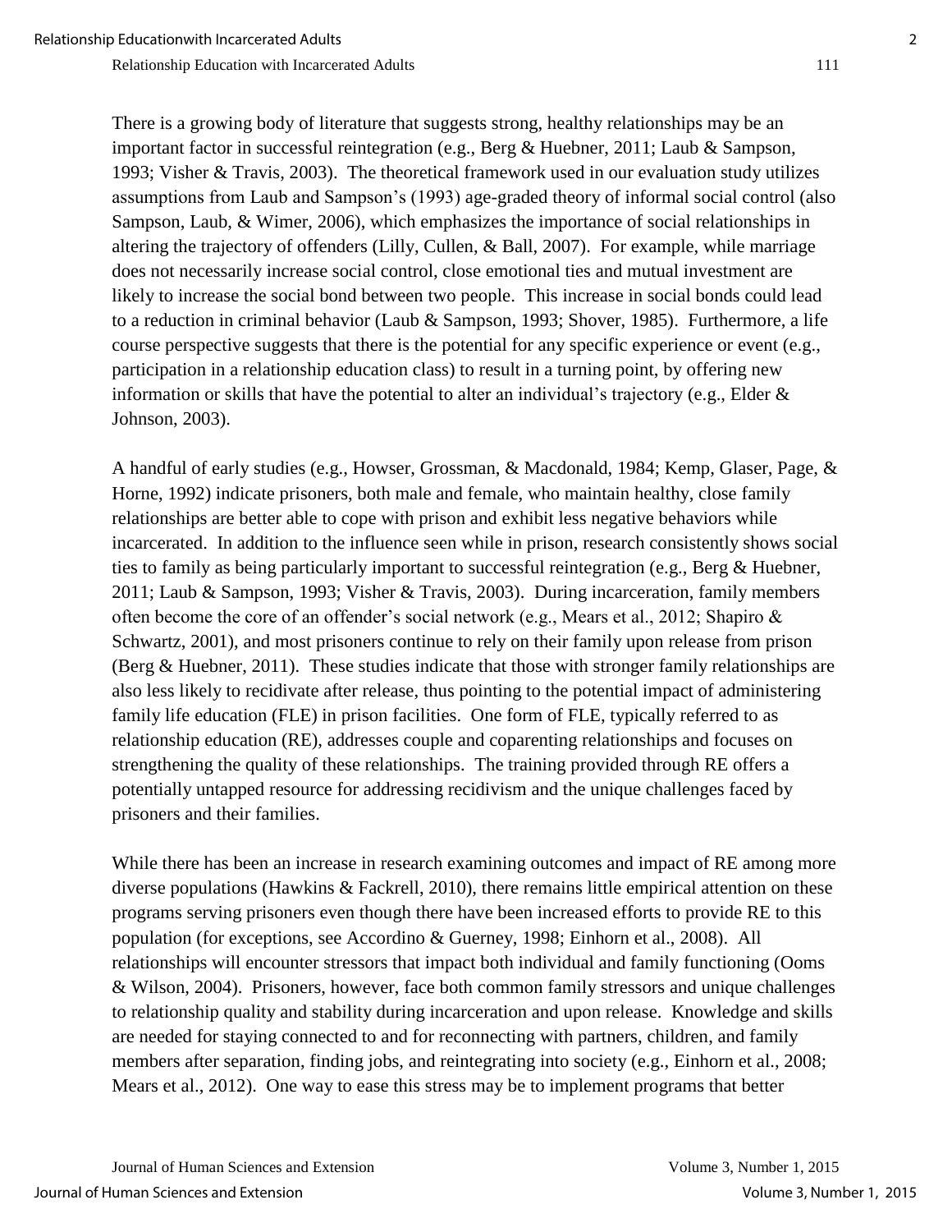There is a growing body of literature that suggests strong, healthy relationships may be an important factor in successful reintegration (e.g., Berg & Huebner, 2011; Laub & Sampson, 1993; Visher & Travis, 2003). The theoretical framework used in our evaluation study utilizes assumptions from Laub and Sampson's (1993) age-graded theory of informal social control (also Sampson, Laub, & Wimer, 2006), which emphasizes the importance of social relationships in altering the trajectory of offenders (Lilly, Cullen, & Ball, 2007). For example, while marriage does not necessarily increase social control, close emotional ties and mutual investment are likely to increase the social bond between two people. This increase in social bonds could lead to a reduction in criminal behavior (Laub & Sampson, 1993; Shover, 1985). Furthermore, a life course perspective suggests that there is the potential for any specific experience or event (e.g., participation in a relationship education class) to result in a turning point, by offering new information or skills that have the potential to alter an individual's trajectory (e.g., Elder & Johnson, 2003).

A handful of early studies (e.g., Howser, Grossman, & Macdonald, 1984; Kemp, Glaser, Page, & Horne, 1992) indicate prisoners, both male and female, who maintain healthy, close family relationships are better able to cope with prison and exhibit less negative behaviors while incarcerated. In addition to the influence seen while in prison, research consistently shows social ties to family as being particularly important to successful reintegration (e.g., Berg & Huebner, 2011; Laub & Sampson, 1993; Visher & Travis, 2003). During incarceration, family members often become the core of an offender's social network (e.g., Mears et al., 2012; Shapiro & Schwartz, 2001), and most prisoners continue to rely on their family upon release from prison (Berg & Huebner, 2011). These studies indicate that those with stronger family relationships are also less likely to recidivate after release, thus pointing to the potential impact of administering family life education (FLE) in prison facilities. One form of FLE, typically referred to as relationship education (RE), addresses couple and coparenting relationships and focuses on strengthening the quality of these relationships. The training provided through RE offers a potentially untapped resource for addressing recidivism and the unique challenges faced by prisoners and their families.

While there has been an increase in research examining outcomes and impact of RE among more diverse populations (Hawkins & Fackrell, 2010), there remains little empirical attention on these programs serving prisoners even though there have been increased efforts to provide RE to this population (for exceptions, see Accordino & Guerney, 1998; Einhorn et al., 2008). All relationships will encounter stressors that impact both individual and family functioning (Ooms & Wilson, 2004). Prisoners, however, face both common family stressors and unique challenges to relationship quality and stability during incarceration and upon release. Knowledge and skills are needed for staying connected to and for reconnecting with partners, children, and family members after separation, finding jobs, and reintegrating into society (e.g., Einhorn et al., 2008; Mears et al., 2012). One way to ease this stress may be to implement programs that better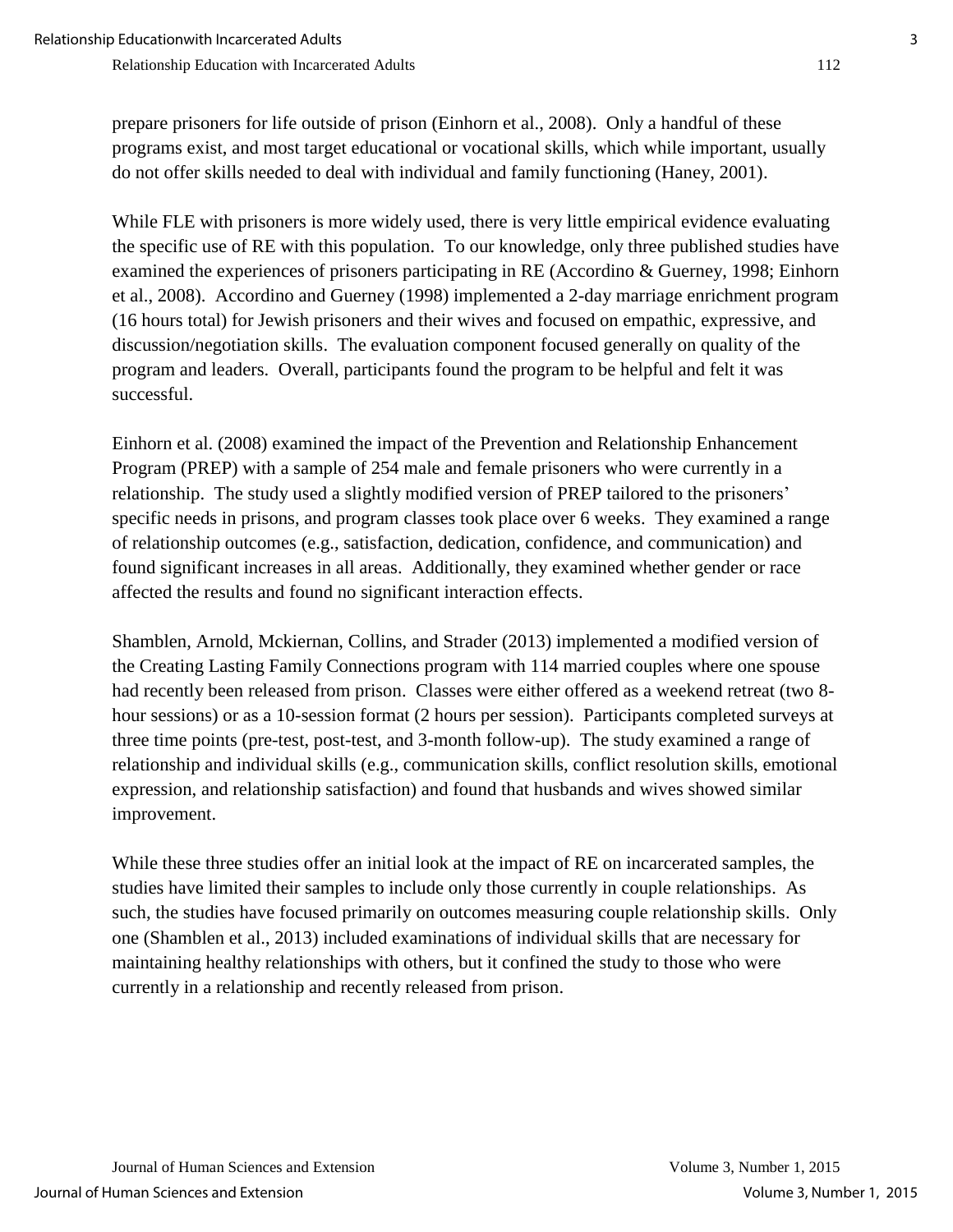prepare prisoners for life outside of prison (Einhorn et al., 2008). Only a handful of these programs exist, and most target educational or vocational skills, which while important, usually do not offer skills needed to deal with individual and family functioning (Haney, 2001).

While FLE with prisoners is more widely used, there is very little empirical evidence evaluating the specific use of RE with this population. To our knowledge, only three published studies have examined the experiences of prisoners participating in RE (Accordino & Guerney, 1998; Einhorn et al., 2008). Accordino and Guerney (1998) implemented a 2-day marriage enrichment program (16 hours total) for Jewish prisoners and their wives and focused on empathic, expressive, and discussion/negotiation skills. The evaluation component focused generally on quality of the program and leaders. Overall, participants found the program to be helpful and felt it was successful.

Einhorn et al. (2008) examined the impact of the Prevention and Relationship Enhancement Program (PREP) with a sample of 254 male and female prisoners who were currently in a relationship. The study used a slightly modified version of PREP tailored to the prisoners' specific needs in prisons, and program classes took place over 6 weeks. They examined a range of relationship outcomes (e.g., satisfaction, dedication, confidence, and communication) and found significant increases in all areas. Additionally, they examined whether gender or race affected the results and found no significant interaction effects.

Shamblen, Arnold, Mckiernan, Collins, and Strader (2013) implemented a modified version of the Creating Lasting Family Connections program with 114 married couples where one spouse had recently been released from prison. Classes were either offered as a weekend retreat (two 8-hour sessions) or as a 10-session format (2 hours per session). Participants completed surveys at three time points (pre-test, post-test, and 3-month follow-up). The study examined a range of relationship and individual skills (e.g., communication skills, conflict resolution skills, emotional expression, and relationship satisfaction) and found that husbands and wives showed similar improvement.

While these three studies offer an initial look at the impact of RE on incarcerated samples, the studies have limited their samples to include only those currently in couple relationships. As such, the studies have focused primarily on outcomes measuring couple relationship skills. Only one (Shamblen et al., 2013) included examinations of individual skills that are necessary for maintaining healthy relationships with others, but it confined the study to those who were currently in a relationship and recently released from prison.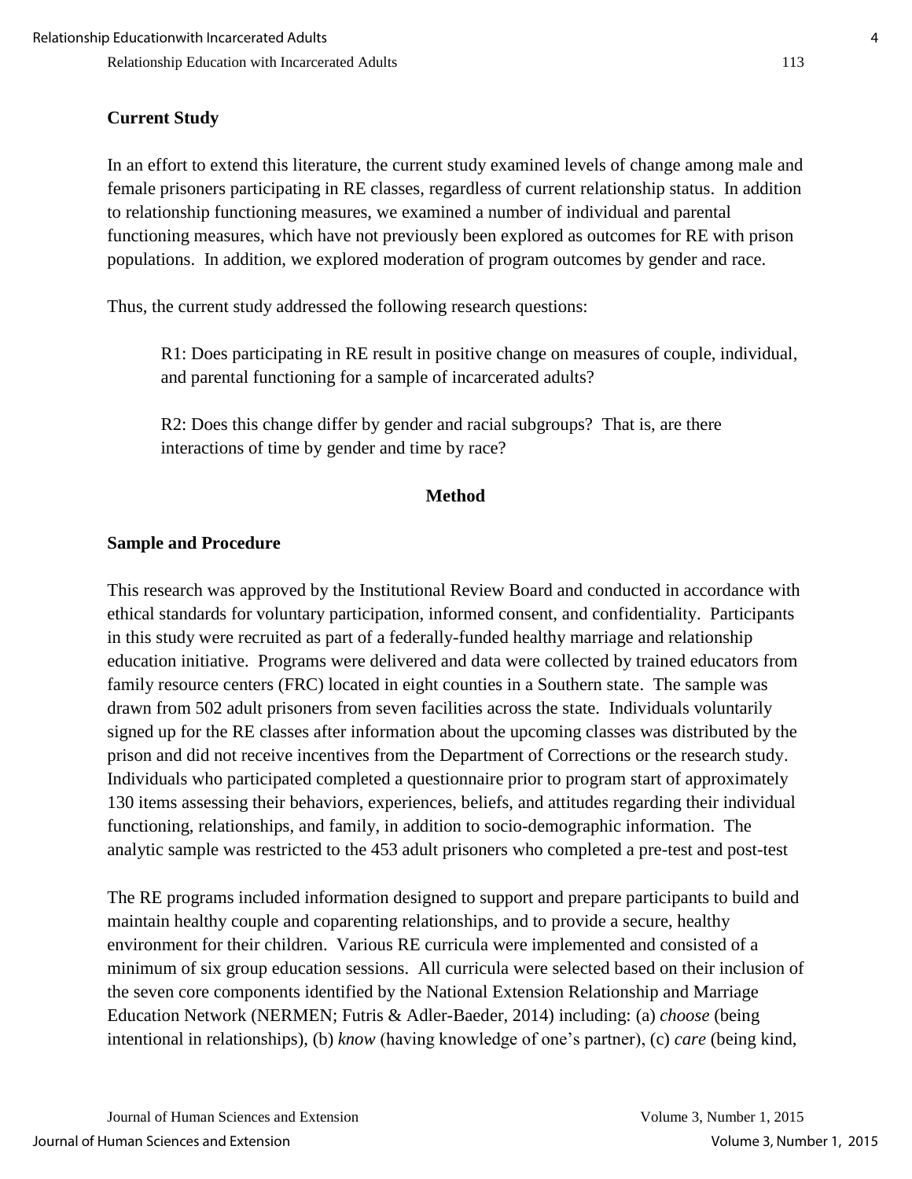## Current Study

In an effort to extend this literature, the current study examined levels of change among male and female prisoners participating in RE classes, regardless of current relationship status. In addition to relationship functioning measures, we examined a number of individual and parental functioning measures, which have not previously been explored as outcomes for RE with prison populations. In addition, we explored moderation of program outcomes by gender and race.

Thus, the current study addressed the following research questions:

> R1: Does participating in RE result in positive change on measures of couple, individual, and parental functioning for a sample of incarcerated adults?
>
> R2: Does this change differ by gender and racial subgroups? That is, are there interactions of time by gender and time by race?

# Method

## Sample and Procedure

This research was approved by the Institutional Review Board and conducted in accordance with ethical standards for voluntary participation, informed consent, and confidentiality. Participants in this study were recruited as part of a federally-funded healthy marriage and relationship education initiative. Programs were delivered and data were collected by trained educators from family resource centers (FRC) located in eight counties in a Southern state. The sample was drawn from 502 adult prisoners from seven facilities across the state. Individuals voluntarily signed up for the RE classes after information about the upcoming classes was distributed by the prison and did not receive incentives from the Department of Corrections or the research study. Individuals who participated completed a questionnaire prior to program start of approximately 130 items assessing their behaviors, experiences, beliefs, and attitudes regarding their individual functioning, relationships, and family, in addition to socio-demographic information. The analytic sample was restricted to the 453 adult prisoners who completed a pre-test and post-test

The RE programs included information designed to support and prepare participants to build and maintain healthy couple and coparenting relationships, and to provide a secure, healthy environment for their children. Various RE curricula were implemented and consisted of a minimum of six group education sessions. All curricula were selected based on their inclusion of the seven core components identified by the National Extension Relationship and Marriage Education Network (NERMEN; Futris & Adler-Baeder, 2014) including: (a) *choose* (being intentional in relationships), (b) *know* (having knowledge of one's partner), (c) *care* (being kind,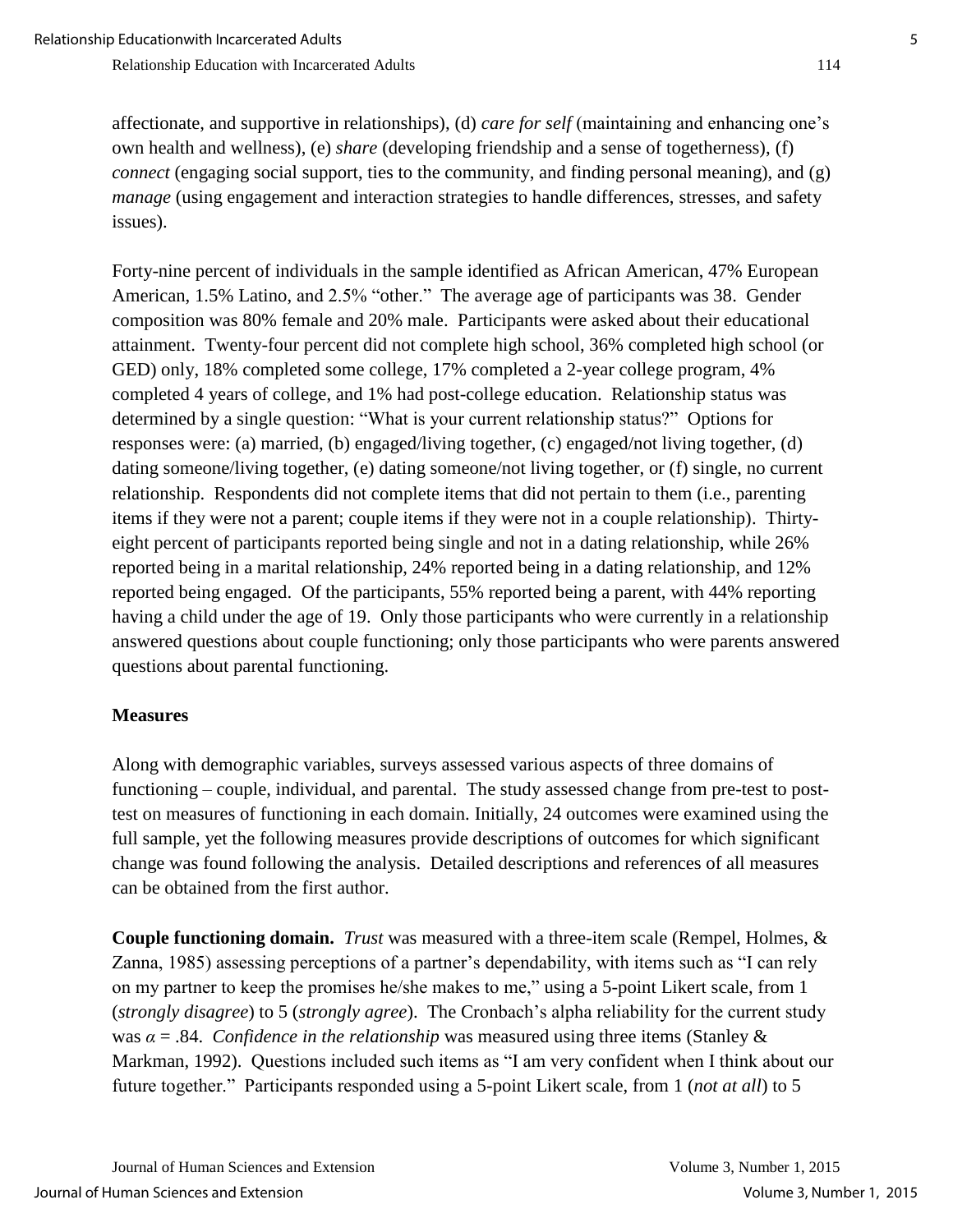affectionate, and supportive in relationships), (d) *care for self* (maintaining and enhancing one's own health and wellness), (e) *share* (developing friendship and a sense of togetherness), (f) *connect* (engaging social support, ties to the community, and finding personal meaning), and (g) *manage* (using engagement and interaction strategies to handle differences, stresses, and safety issues).

Forty-nine percent of individuals in the sample identified as African American, 47% European American, 1.5% Latino, and 2.5% "other." The average age of participants was 38. Gender composition was 80% female and 20% male. Participants were asked about their educational attainment. Twenty-four percent did not complete high school, 36% completed high school (or GED) only, 18% completed some college, 17% completed a 2-year college program, 4% completed 4 years of college, and 1% had post-college education. Relationship status was determined by a single question: "What is your current relationship status?" Options for responses were: (a) married, (b) engaged/living together, (c) engaged/not living together, (d) dating someone/living together, (e) dating someone/not living together, or (f) single, no current relationship. Respondents did not complete items that did not pertain to them (i.e., parenting items if they were not a parent; couple items if they were not in a couple relationship). Thirty-eight percent of participants reported being single and not in a dating relationship, while 26% reported being in a marital relationship, 24% reported being in a dating relationship, and 12% reported being engaged. Of the participants, 55% reported being a parent, with 44% reporting having a child under the age of 19. Only those participants who were currently in a relationship answered questions about couple functioning; only those participants who were parents answered questions about parental functioning.

### Measures

Along with demographic variables, surveys assessed various aspects of three domains of functioning – couple, individual, and parental. The study assessed change from pre-test to post-test on measures of functioning in each domain. Initially, 24 outcomes were examined using the full sample, yet the following measures provide descriptions of outcomes for which significant change was found following the analysis. Detailed descriptions and references of all measures can be obtained from the first author.

**Couple functioning domain.** *Trust* was measured with a three-item scale (Rempel, Holmes, & Zanna, 1985) assessing perceptions of a partner's dependability, with items such as "I can rely on my partner to keep the promises he/she makes to me," using a 5-point Likert scale, from 1 (*strongly disagree*) to 5 (*strongly agree*). The Cronbach's alpha reliability for the current study was $\alpha = .84$. *Confidence in the relationship* was measured using three items (Stanley & Markman, 1992). Questions included such items as "I am very confident when I think about our future together." Participants responded using a 5-point Likert scale, from 1 (*not at all*) to 5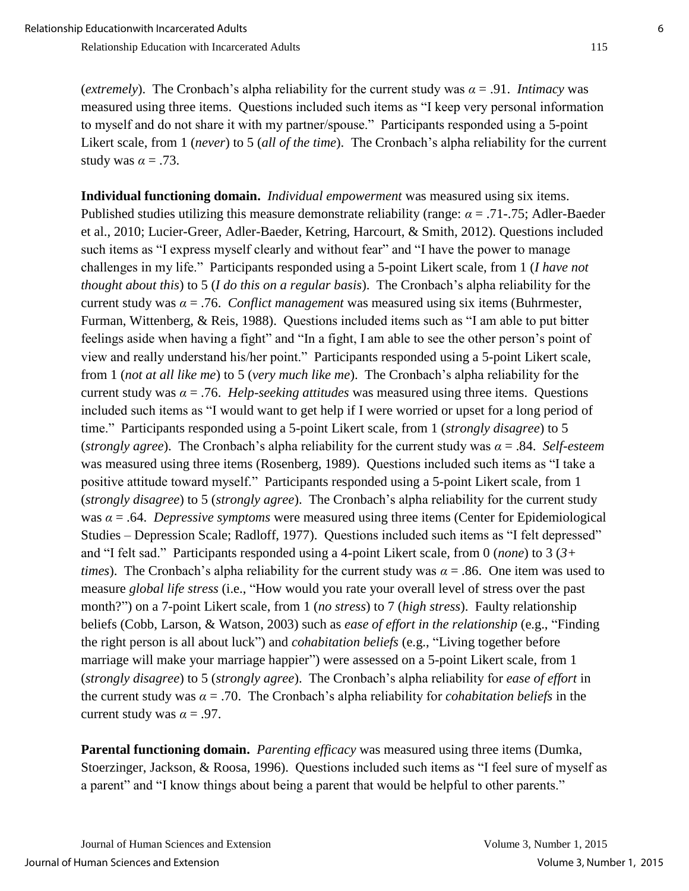(*extremely*). The Cronbach's alpha reliability for the current study was $\alpha$ = .91. *Intimacy* was measured using three items. Questions included such items as "I keep very personal information to myself and do not share it with my partner/spouse." Participants responded using a 5-point Likert scale, from 1 (*never*) to 5 (*all of the time*). The Cronbach's alpha reliability for the current study was $\alpha$ = .73.

**Individual functioning domain.** *Individual empowerment* was measured using six items. Published studies utilizing this measure demonstrate reliability (range: $\alpha$ = .71-.75; Adler-Baeder et al., 2010; Lucier-Greer, Adler-Baeder, Ketring, Harcourt, & Smith, 2012). Questions included such items as "I express myself clearly and without fear" and "I have the power to manage challenges in my life." Participants responded using a 5-point Likert scale, from 1 (*I have not thought about this*) to 5 (*I do this on a regular basis*). The Cronbach's alpha reliability for the current study was $\alpha$ = .76. *Conflict management* was measured using six items (Buhrmester, Furman, Wittenberg, & Reis, 1988). Questions included items such as "I am able to put bitter feelings aside when having a fight" and "In a fight, I am able to see the other person's point of view and really understand his/her point." Participants responded using a 5-point Likert scale, from 1 (*not at all like me*) to 5 (*very much like me*). The Cronbach's alpha reliability for the current study was $\alpha$ = .76. *Help-seeking attitudes* was measured using three items. Questions included such items as "I would want to get help if I were worried or upset for a long period of time." Participants responded using a 5-point Likert scale, from 1 (*strongly disagree*) to 5 (*strongly agree*). The Cronbach's alpha reliability for the current study was $\alpha$ = .84. *Self-esteem* was measured using three items (Rosenberg, 1989). Questions included such items as "I take a positive attitude toward myself." Participants responded using a 5-point Likert scale, from 1 (*strongly disagree*) to 5 (*strongly agree*). The Cronbach's alpha reliability for the current study was $\alpha$ = .64. *Depressive symptoms* were measured using three items (Center for Epidemiological Studies – Depression Scale; Radloff, 1977). Questions included such items as "I felt depressed" and "I felt sad." Participants responded using a 4-point Likert scale, from 0 (*none*) to 3 (*3+ times*). The Cronbach's alpha reliability for the current study was $\alpha$ = .86. One item was used to measure *global life stress* (i.e., "How would you rate your overall level of stress over the past month?") on a 7-point Likert scale, from 1 (*no stress*) to 7 (*high stress*). Faulty relationship beliefs (Cobb, Larson, & Watson, 2003) such as *ease of effort in the relationship* (e.g., "Finding the right person is all about luck") and *cohabitation beliefs* (e.g., "Living together before marriage will make your marriage happier") were assessed on a 5-point Likert scale, from 1 (*strongly disagree*) to 5 (*strongly agree*). The Cronbach's alpha reliability for *ease of effort* in the current study was $\alpha$ = .70. The Cronbach's alpha reliability for *cohabitation beliefs* in the current study was $\alpha$ = .97.

**Parental functioning domain.** *Parenting efficacy* was measured using three items (Dumka, Stoerzinger, Jackson, & Roosa, 1996). Questions included such items as "I feel sure of myself as a parent" and "I know things about being a parent that would be helpful to other parents."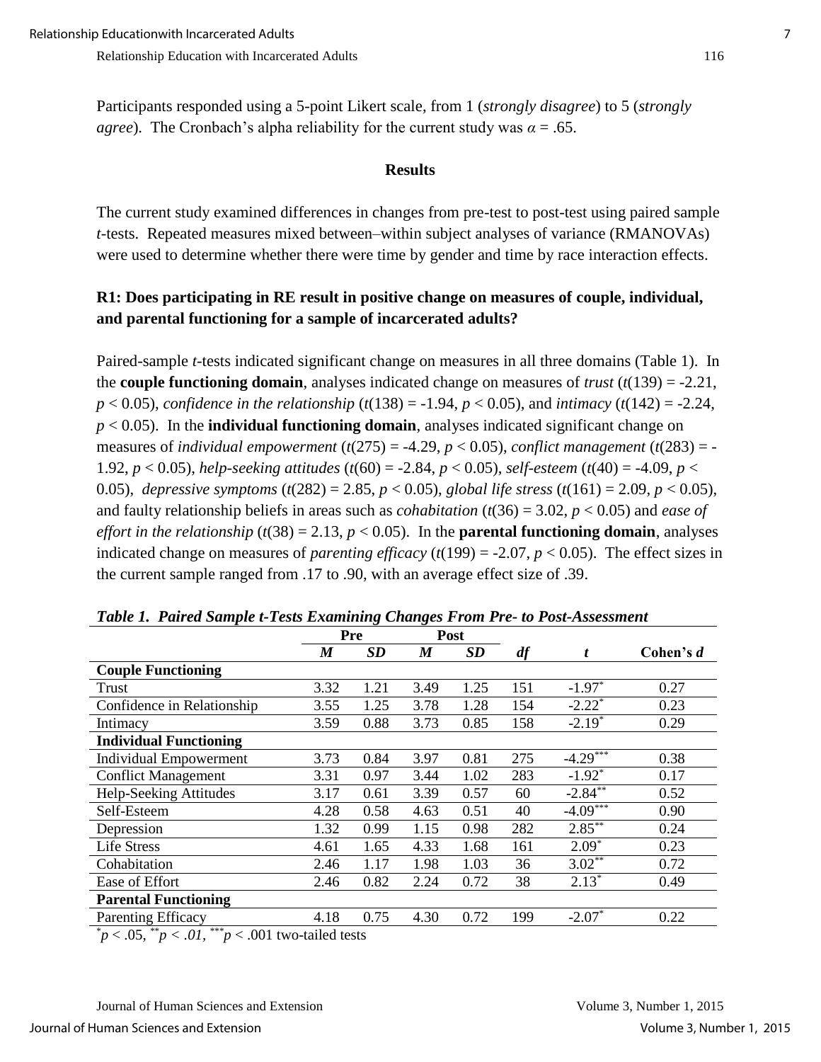Participants responded using a 5-point Likert scale, from 1 (*strongly disagree*) to 5 (*strongly agree*). The Cronbach's alpha reliability for the current study was $\alpha = .65$.

## Results

The current study examined differences in changes from pre-test to post-test using paired sample *t*-tests. Repeated measures mixed between–within subject analyses of variance (RMANOVAs) were used to determine whether there were time by gender and time by race interaction effects.

### R1: Does participating in RE result in positive change on measures of couple, individual, and parental functioning for a sample of incarcerated adults?

Paired-sample *t*-tests indicated significant change on measures in all three domains (Table 1). In the **couple functioning domain**, analyses indicated change on measures of *trust* ($t(139) = -2.21$, $p < 0.05$), *confidence in the relationship* ($t(138) = -1.94$, $p < 0.05$), and *intimacy* ($t(142) = -2.24$, $p < 0.05$). In the **individual functioning domain**, analyses indicated significant change on measures of *individual empowerment* ($t(275) = -4.29$, $p < 0.05$), *conflict management* ($t(283) = -1.92$, $p < 0.05$), *help-seeking attitudes* ($t(60) = -2.84$, $p < 0.05$), *self-esteem* ($t(40) = -4.09$, $p < 0.05$), *depressive symptoms* ($t(282) = 2.85$, $p < 0.05$), *global life stress* ($t(161) = 2.09$, $p < 0.05$), and faulty relationship beliefs in areas such as *cohabitation* ($t(36) = 3.02$, $p < 0.05$) and *ease of effort in the relationship* ($t(38) = 2.13$, $p < 0.05$). In the **parental functioning domain**, analyses indicated change on measures of *parenting efficacy* ($t(199) = -2.07$, $p < 0.05$). The effect sizes in the current sample ranged from .17 to .90, with an average effect size of .39.

***Table 1. Paired Sample t-Tests Examining Changes From Pre- to Post-Assessment***

| | Pre | | Post | | | | |
|---|---|---|---|---|---|---|---|
| | ***M*** | ***SD*** | ***M*** | ***SD*** | ***df*** | ***t*** | **Cohen's *d*** |
| **Couple Functioning** | | | | | | | |
| Trust | 3.32 | 1.21 | 3.49 | 1.25 | 151 | $-1.97^{*}$ | 0.27 |
| Confidence in Relationship | 3.55 | 1.25 | 3.78 | 1.28 | 154 | $-2.22^{*}$ | 0.23 |
| Intimacy | 3.59 | 0.88 | 3.73 | 0.85 | 158 | $-2.19^{*}$ | 0.29 |
| **Individual Functioning** | | | | | | | |
| Individual Empowerment | 3.73 | 0.84 | 3.97 | 0.81 | 275 | $-4.29^{***}$ | 0.38 |
| Conflict Management | 3.31 | 0.97 | 3.44 | 1.02 | 283 | $-1.92^{*}$ | 0.17 |
| Help-Seeking Attitudes | 3.17 | 0.61 | 3.39 | 0.57 | 60 | $-2.84^{**}$ | 0.52 |
| Self-Esteem | 4.28 | 0.58 | 4.63 | 0.51 | 40 | $-4.09^{***}$ | 0.90 |
| Depression | 1.32 | 0.99 | 1.15 | 0.98 | 282 | $2.85^{**}$ | 0.24 |
| Life Stress | 4.61 | 1.65 | 4.33 | 1.68 | 161 | $2.09^{*}$ | 0.23 |
| Cohabitation | 2.46 | 1.17 | 1.98 | 1.03 | 36 | $3.02^{**}$ | 0.72 |
| Ease of Effort | 2.46 | 0.82 | 2.24 | 0.72 | 38 | $2.13^{*}$ | 0.49 |
| **Parental Functioning** | | | | | | | |
| Parenting Efficacy | 4.18 | 0.75 | 4.30 | 0.72 | 199 | $-2.07^{*}$ | 0.22 |

$^{*}p < .05$, $^{**}p < .01$, $^{***}p < .001$ two-tailed tests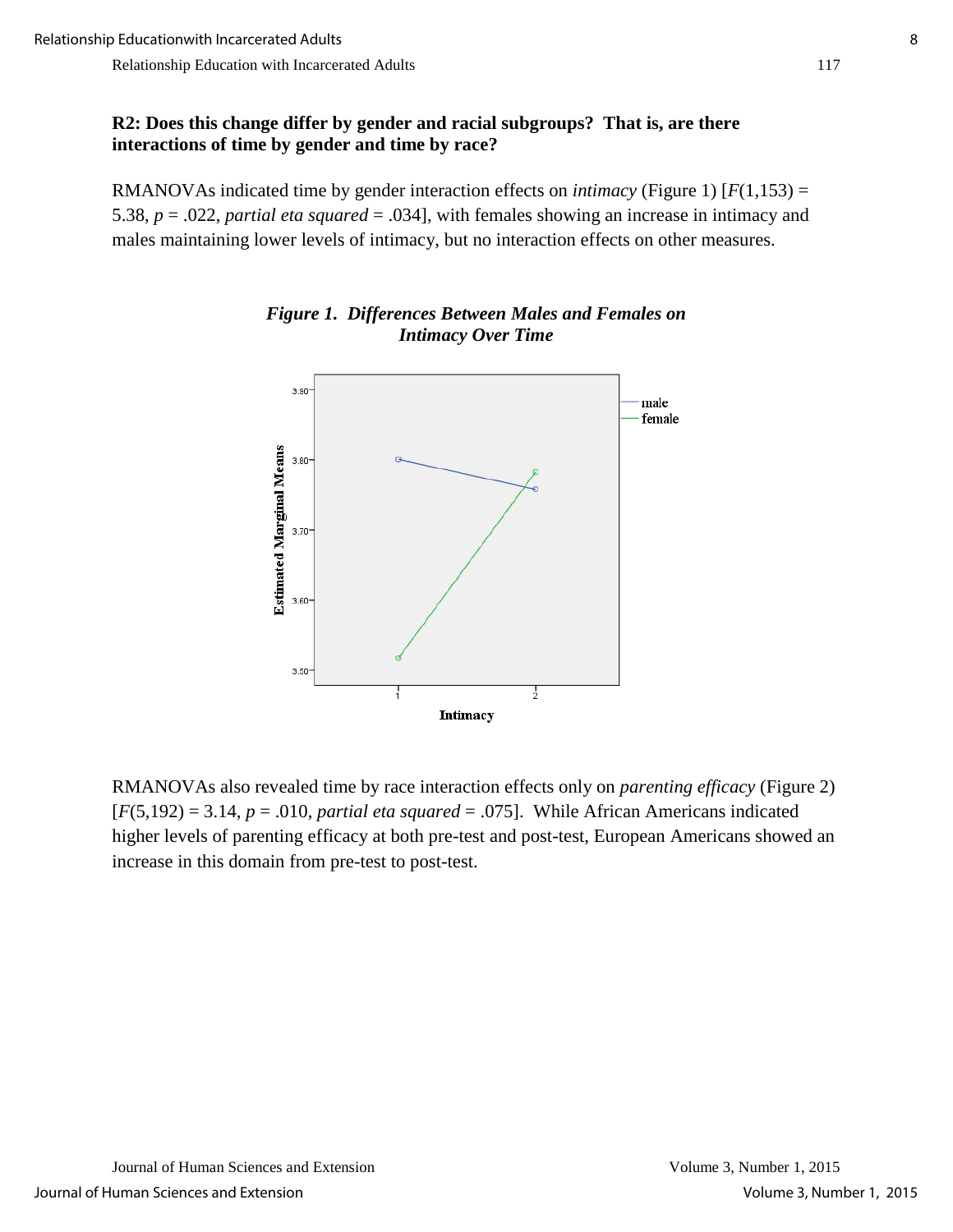**R2: Does this change differ by gender and racial subgroups? That is, are there interactions of time by gender and time by race?**

RMANOVAs indicated time by gender interaction effects on *intimacy* (Figure 1) [$F(1,153) = 5.38$, $p = .022$, *partial eta squared* = .034], with females showing an increase in intimacy and males maintaining lower levels of intimacy, but no interaction effects on other measures.

***Figure 1. Differences Between Males and Females on Intimacy Over Time***

RMANOVAs also revealed time by race interaction effects only on *parenting efficacy* (Figure 2) [$F(5,192) = 3.14$, $p = .010$, *partial eta squared* = .075]. While African Americans indicated higher levels of parenting efficacy at both pre-test and post-test, European Americans showed an increase in this domain from pre-test to post-test.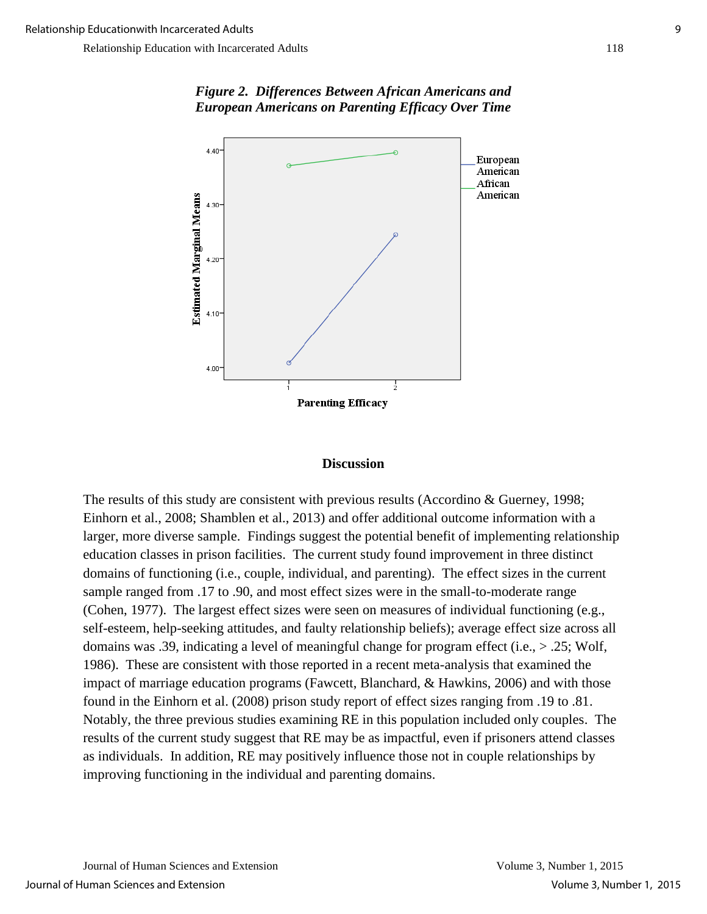***Figure 2. Differences Between African Americans and European Americans on Parenting Efficacy Over Time***

## Discussion

The results of this study are consistent with previous results (Accordino & Guerney, 1998; Einhorn et al., 2008; Shamblen et al., 2013) and offer additional outcome information with a larger, more diverse sample. Findings suggest the potential benefit of implementing relationship education classes in prison facilities. The current study found improvement in three distinct domains of functioning (i.e., couple, individual, and parenting). The effect sizes in the current sample ranged from .17 to .90, and most effect sizes were in the small-to-moderate range (Cohen, 1977). The largest effect sizes were seen on measures of individual functioning (e.g., self-esteem, help-seeking attitudes, and faulty relationship beliefs); average effect size across all domains was .39, indicating a level of meaningful change for program effect (i.e., > .25; Wolf, 1986). These are consistent with those reported in a recent meta-analysis that examined the impact of marriage education programs (Fawcett, Blanchard, & Hawkins, 2006) and with those found in the Einhorn et al. (2008) prison study report of effect sizes ranging from .19 to .81. Notably, the three previous studies examining RE in this population included only couples. The results of the current study suggest that RE may be as impactful, even if prisoners attend classes as individuals. In addition, RE may positively influence those not in couple relationships by improving functioning in the individual and parenting domains.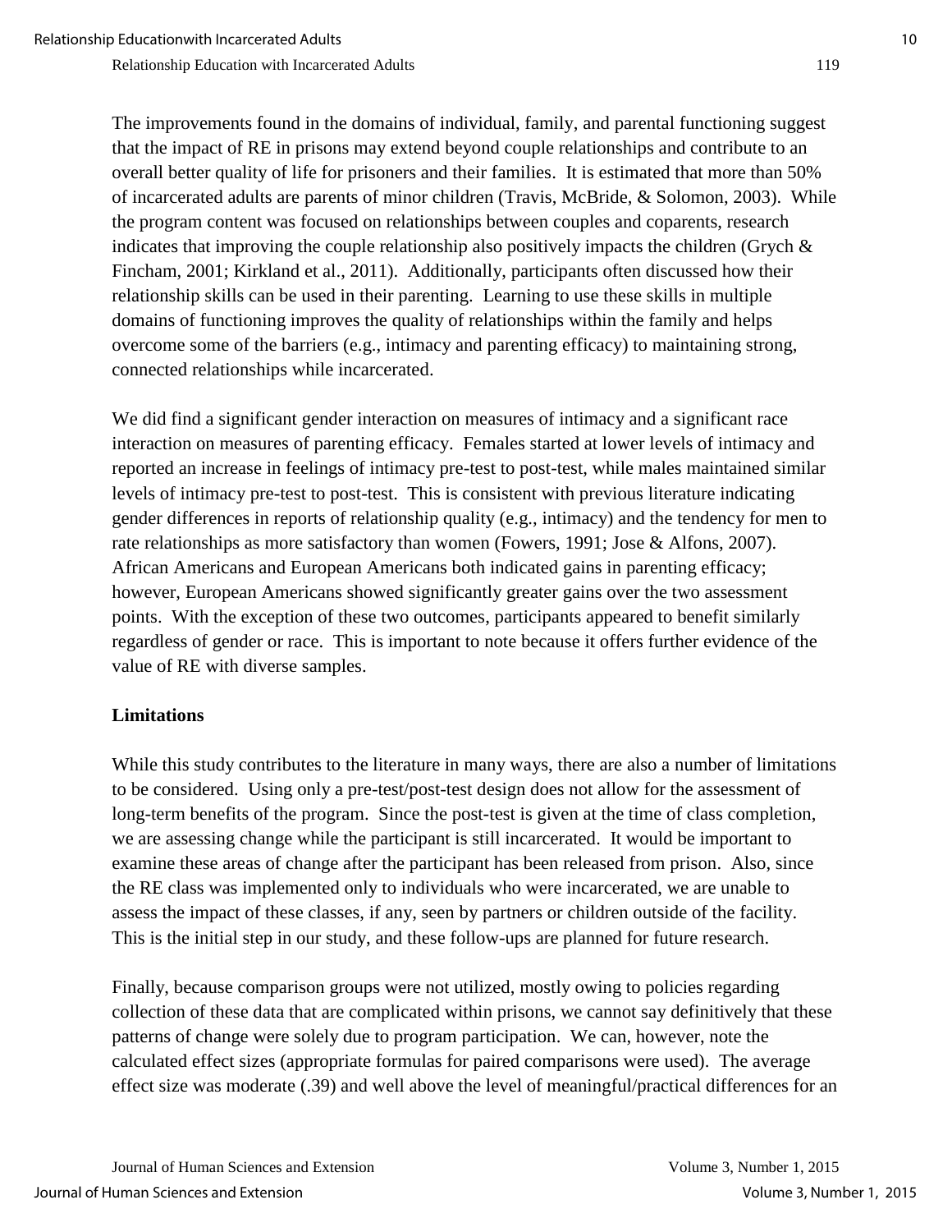The improvements found in the domains of individual, family, and parental functioning suggest that the impact of RE in prisons may extend beyond couple relationships and contribute to an overall better quality of life for prisoners and their families. It is estimated that more than 50% of incarcerated adults are parents of minor children (Travis, McBride, & Solomon, 2003). While the program content was focused on relationships between couples and coparents, research indicates that improving the couple relationship also positively impacts the children (Grych & Fincham, 2001; Kirkland et al., 2011). Additionally, participants often discussed how their relationship skills can be used in their parenting. Learning to use these skills in multiple domains of functioning improves the quality of relationships within the family and helps overcome some of the barriers (e.g., intimacy and parenting efficacy) to maintaining strong, connected relationships while incarcerated.

We did find a significant gender interaction on measures of intimacy and a significant race interaction on measures of parenting efficacy. Females started at lower levels of intimacy and reported an increase in feelings of intimacy pre-test to post-test, while males maintained similar levels of intimacy pre-test to post-test. This is consistent with previous literature indicating gender differences in reports of relationship quality (e.g., intimacy) and the tendency for men to rate relationships as more satisfactory than women (Fowers, 1991; Jose & Alfons, 2007). African Americans and European Americans both indicated gains in parenting efficacy; however, European Americans showed significantly greater gains over the two assessment points. With the exception of these two outcomes, participants appeared to benefit similarly regardless of gender or race. This is important to note because it offers further evidence of the value of RE with diverse samples.

## Limitations

While this study contributes to the literature in many ways, there are also a number of limitations to be considered. Using only a pre-test/post-test design does not allow for the assessment of long-term benefits of the program. Since the post-test is given at the time of class completion, we are assessing change while the participant is still incarcerated. It would be important to examine these areas of change after the participant has been released from prison. Also, since the RE class was implemented only to individuals who were incarcerated, we are unable to assess the impact of these classes, if any, seen by partners or children outside of the facility. This is the initial step in our study, and these follow-ups are planned for future research.

Finally, because comparison groups were not utilized, mostly owing to policies regarding collection of these data that are complicated within prisons, we cannot say definitively that these patterns of change were solely due to program participation. We can, however, note the calculated effect sizes (appropriate formulas for paired comparisons were used). The average effect size was moderate (.39) and well above the level of meaningful/practical differences for an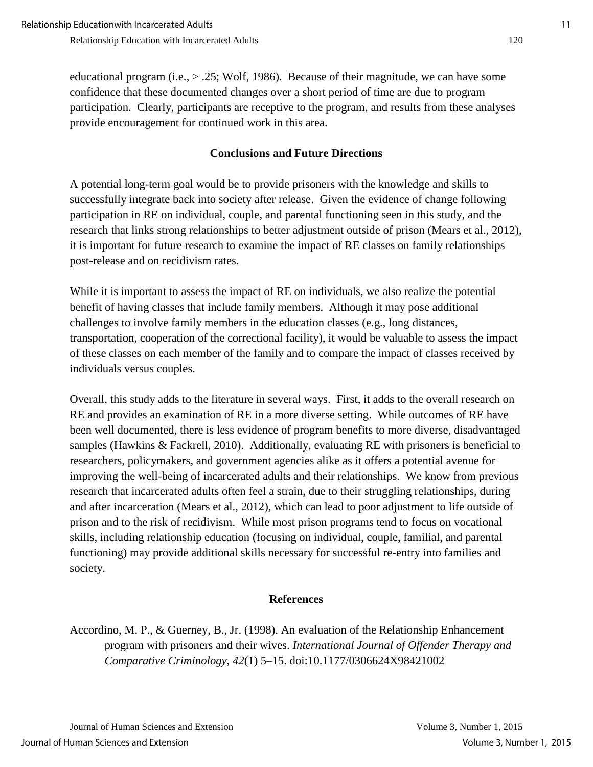educational program (i.e., > .25; Wolf, 1986). Because of their magnitude, we can have some confidence that these documented changes over a short period of time are due to program participation. Clearly, participants are receptive to the program, and results from these analyses provide encouragement for continued work in this area.

## Conclusions and Future Directions

A potential long-term goal would be to provide prisoners with the knowledge and skills to successfully integrate back into society after release. Given the evidence of change following participation in RE on individual, couple, and parental functioning seen in this study, and the research that links strong relationships to better adjustment outside of prison (Mears et al., 2012), it is important for future research to examine the impact of RE classes on family relationships post-release and on recidivism rates.

While it is important to assess the impact of RE on individuals, we also realize the potential benefit of having classes that include family members. Although it may pose additional challenges to involve family members in the education classes (e.g., long distances, transportation, cooperation of the correctional facility), it would be valuable to assess the impact of these classes on each member of the family and to compare the impact of classes received by individuals versus couples.

Overall, this study adds to the literature in several ways. First, it adds to the overall research on RE and provides an examination of RE in a more diverse setting. While outcomes of RE have been well documented, there is less evidence of program benefits to more diverse, disadvantaged samples (Hawkins & Fackrell, 2010). Additionally, evaluating RE with prisoners is beneficial to researchers, policymakers, and government agencies alike as it offers a potential avenue for improving the well-being of incarcerated adults and their relationships. We know from previous research that incarcerated adults often feel a strain, due to their struggling relationships, during and after incarceration (Mears et al., 2012), which can lead to poor adjustment to life outside of prison and to the risk of recidivism. While most prison programs tend to focus on vocational skills, including relationship education (focusing on individual, couple, familial, and parental functioning) may provide additional skills necessary for successful re-entry into families and society.

## References

Accordino, M. P., & Guerney, B., Jr. (1998). An evaluation of the Relationship Enhancement program with prisoners and their wives. *International Journal of Offender Therapy and Comparative Criminology*, *42*(1) 5–15. doi:10.1177/0306624X98421002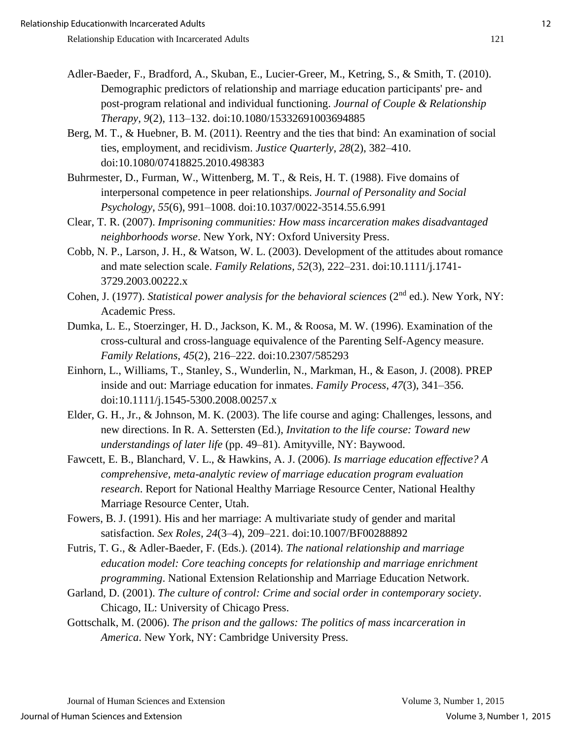Adler-Baeder, F., Bradford, A., Skuban, E., Lucier-Greer, M., Ketring, S., & Smith, T. (2010). Demographic predictors of relationship and marriage education participants' pre- and post-program relational and individual functioning. *Journal of Couple & Relationship Therapy*, *9*(2), 113–132. doi:10.1080/15332691003694885

Berg, M. T., & Huebner, B. M. (2011). Reentry and the ties that bind: An examination of social ties, employment, and recidivism. *Justice Quarterly*, *28*(2), 382–410. doi:10.1080/07418825.2010.498383

Buhrmester, D., Furman, W., Wittenberg, M. T., & Reis, H. T. (1988). Five domains of interpersonal competence in peer relationships. *Journal of Personality and Social Psychology*, *55*(6), 991–1008. doi:10.1037/0022-3514.55.6.991

Clear, T. R. (2007). *Imprisoning communities: How mass incarceration makes disadvantaged neighborhoods worse*. New York, NY: Oxford University Press.

Cobb, N. P., Larson, J. H., & Watson, W. L. (2003). Development of the attitudes about romance and mate selection scale. *Family Relations, 52*(3), 222–231. doi:10.1111/j.1741-3729.2003.00222.x

Cohen, J. (1977). *Statistical power analysis for the behavioral sciences* (2nd ed.). New York, NY: Academic Press.

Dumka, L. E., Stoerzinger, H. D., Jackson, K. M., & Roosa, M. W. (1996). Examination of the cross-cultural and cross-language equivalence of the Parenting Self-Agency measure. *Family Relations*, *45*(2), 216–222. doi:10.2307/585293

Einhorn, L., Williams, T., Stanley, S., Wunderlin, N., Markman, H., & Eason, J. (2008). PREP inside and out: Marriage education for inmates. *Family Process*, *47*(3), 341–356. doi:10.1111/j.1545-5300.2008.00257.x

Elder, G. H., Jr., & Johnson, M. K. (2003). The life course and aging: Challenges, lessons, and new directions. In R. A. Settersten (Ed.), *Invitation to the life course: Toward new understandings of later life* (pp. 49–81). Amityville, NY: Baywood.

Fawcett, E. B., Blanchard, V. L., & Hawkins, A. J. (2006). *Is marriage education effective? A comprehensive, meta-analytic review of marriage education program evaluation research*. Report for National Healthy Marriage Resource Center, National Healthy Marriage Resource Center, Utah.

Fowers, B. J. (1991). His and her marriage: A multivariate study of gender and marital satisfaction. *Sex Roles, 24*(3–4), 209–221. doi:10.1007/BF00288892

Futris, T. G., & Adler-Baeder, F. (Eds.). (2014). *The national relationship and marriage education model: Core teaching concepts for relationship and marriage enrichment programming*. National Extension Relationship and Marriage Education Network.

Garland, D. (2001). *The culture of control: Crime and social order in contemporary society*. Chicago, IL: University of Chicago Press.

Gottschalk, M. (2006). *The prison and the gallows: The politics of mass incarceration in America*. New York, NY: Cambridge University Press.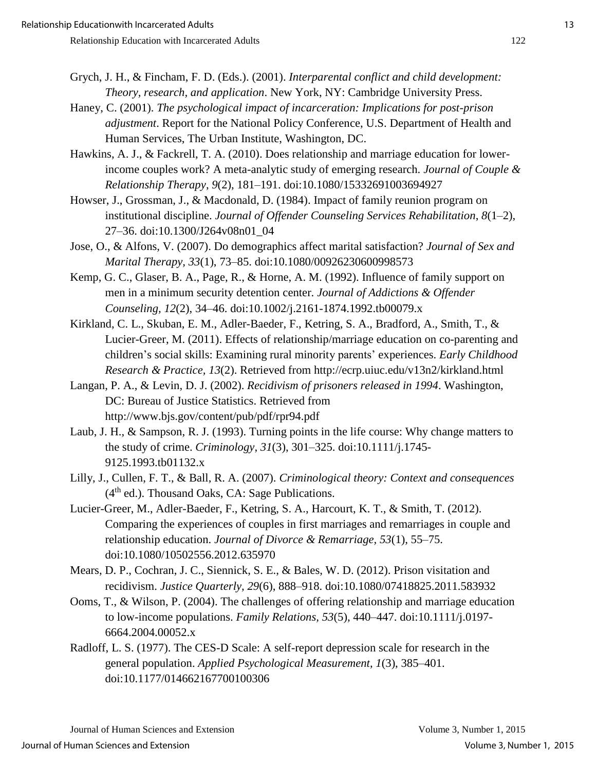Grych, J. H., & Fincham, F. D. (Eds.). (2001). *Interparental conflict and child development: Theory, research, and application*. New York, NY: Cambridge University Press.

Haney, C. (2001). *The psychological impact of incarceration: Implications for post-prison adjustment*. Report for the National Policy Conference, U.S. Department of Health and Human Services, The Urban Institute, Washington, DC.

Hawkins, A. J., & Fackrell, T. A. (2010). Does relationship and marriage education for lower-income couples work? A meta-analytic study of emerging research. *Journal of Couple & Relationship Therapy*, *9*(2), 181–191. doi:10.1080/15332691003694927

Howser, J., Grossman, J., & Macdonald, D. (1984). Impact of family reunion program on institutional discipline. *Journal of Offender Counseling Services Rehabilitation*, *8*(1–2), 27–36. doi:10.1300/J264v08n01_04

Jose, O., & Alfons, V. (2007). Do demographics affect marital satisfaction? *Journal of Sex and Marital Therapy*, *33*(1), 73–85. doi:10.1080/00926230600998573

Kemp, G. C., Glaser, B. A., Page, R., & Horne, A. M. (1992). Influence of family support on men in a minimum security detention center. *Journal of Addictions & Offender Counseling*, *12*(2), 34–46. doi:10.1002/j.2161-1874.1992.tb00079.x

Kirkland, C. L., Skuban, E. M., Adler-Baeder, F., Ketring, S. A., Bradford, A., Smith, T., & Lucier-Greer, M. (2011). Effects of relationship/marriage education on co-parenting and children's social skills: Examining rural minority parents' experiences. *Early Childhood Research & Practice*, *13*(2). Retrieved from http://ecrp.uiuc.edu/v13n2/kirkland.html

Langan, P. A., & Levin, D. J. (2002). *Recidivism of prisoners released in 1994*. Washington, DC: Bureau of Justice Statistics. Retrieved from http://www.bjs.gov/content/pub/pdf/rpr94.pdf

Laub, J. H., & Sampson, R. J. (1993). Turning points in the life course: Why change matters to the study of crime. *Criminology*, *31*(3), 301–325. doi:10.1111/j.1745-9125.1993.tb01132.x

Lilly, J., Cullen, F. T., & Ball, R. A. (2007). *Criminological theory: Context and consequences* (4th ed.). Thousand Oaks, CA: Sage Publications.

Lucier-Greer, M., Adler-Baeder, F., Ketring, S. A., Harcourt, K. T., & Smith, T. (2012). Comparing the experiences of couples in first marriages and remarriages in couple and relationship education. *Journal of Divorce & Remarriage*, *53*(1), 55–75. doi:10.1080/10502556.2012.635970

Mears, D. P., Cochran, J. C., Siennick, S. E., & Bales, W. D. (2012). Prison visitation and recidivism. *Justice Quarterly*, *29*(6), 888–918. doi:10.1080/07418825.2011.583932

Ooms, T., & Wilson, P. (2004). The challenges of offering relationship and marriage education to low-income populations. *Family Relations*, *53*(5), 440–447. doi:10.1111/j.0197-6664.2004.00052.x

Radloff, L. S. (1977). The CES-D Scale: A self-report depression scale for research in the general population. *Applied Psychological Measurement*, *1*(3), 385–401. doi:10.1177/014662167700100306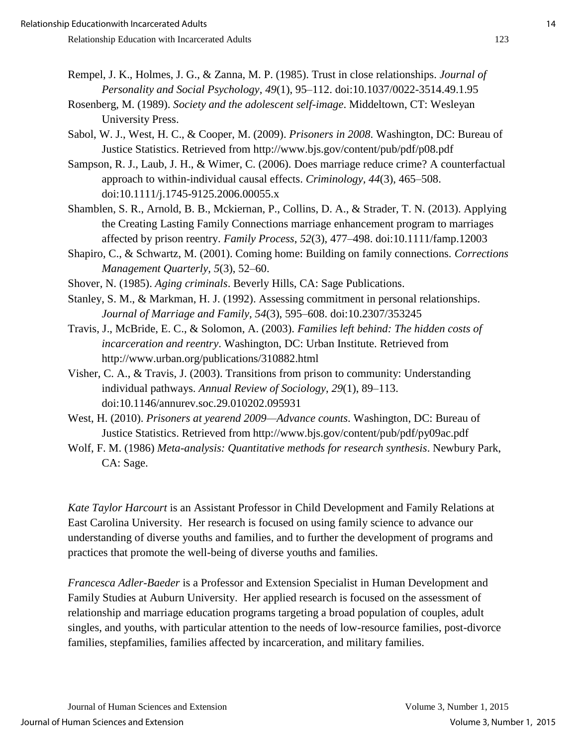Rempel, J. K., Holmes, J. G., & Zanna, M. P. (1985). Trust in close relationships. *Journal of Personality and Social Psychology*, *49*(1), 95–112. doi:10.1037/0022-3514.49.1.95

Rosenberg, M. (1989). *Society and the adolescent self-image*. Middeltown, CT: Wesleyan University Press.

Sabol, W. J., West, H. C., & Cooper, M. (2009). *Prisoners in 2008*. Washington, DC: Bureau of Justice Statistics. Retrieved from http://www.bjs.gov/content/pub/pdf/p08.pdf

Sampson, R. J., Laub, J. H., & Wimer, C. (2006). Does marriage reduce crime? A counterfactual approach to within-individual causal effects. *Criminology, 44*(3), 465–508. doi:10.1111/j.1745-9125.2006.00055.x

Shamblen, S. R., Arnold, B. B., Mckiernan, P., Collins, D. A., & Strader, T. N. (2013). Applying the Creating Lasting Family Connections marriage enhancement program to marriages affected by prison reentry. *Family Process*, *52*(3), 477–498. doi:10.1111/famp.12003

Shapiro, C., & Schwartz, M. (2001). Coming home: Building on family connections. *Corrections Management Quarterly*, *5*(3), 52–60.

Shover, N. (1985). *Aging criminals*. Beverly Hills, CA: Sage Publications.

Stanley, S. M., & Markman, H. J. (1992). Assessing commitment in personal relationships. *Journal of Marriage and Family*, *54*(3), 595–608. doi:10.2307/353245

Travis, J., McBride, E. C., & Solomon, A. (2003). *Families left behind: The hidden costs of incarceration and reentry*. Washington, DC: Urban Institute. Retrieved from http://www.urban.org/publications/310882.html

Visher, C. A., & Travis, J. (2003). Transitions from prison to community: Understanding individual pathways. *Annual Review of Sociology*, *29*(1), 89–113. doi:10.1146/annurev.soc.29.010202.095931

West, H. (2010). *Prisoners at yearend 2009—Advance counts*. Washington, DC: Bureau of Justice Statistics. Retrieved from http://www.bjs.gov/content/pub/pdf/py09ac.pdf

Wolf, F. M. (1986) *Meta-analysis: Quantitative methods for research synthesis*. Newbury Park, CA: Sage.

*Kate Taylor Harcourt* is an Assistant Professor in Child Development and Family Relations at East Carolina University. Her research is focused on using family science to advance our understanding of diverse youths and families, and to further the development of programs and practices that promote the well-being of diverse youths and families.

*Francesca Adler-Baeder* is a Professor and Extension Specialist in Human Development and Family Studies at Auburn University. Her applied research is focused on the assessment of relationship and marriage education programs targeting a broad population of couples, adult singles, and youths, with particular attention to the needs of low-resource families, post-divorce families, stepfamilies, families affected by incarceration, and military families.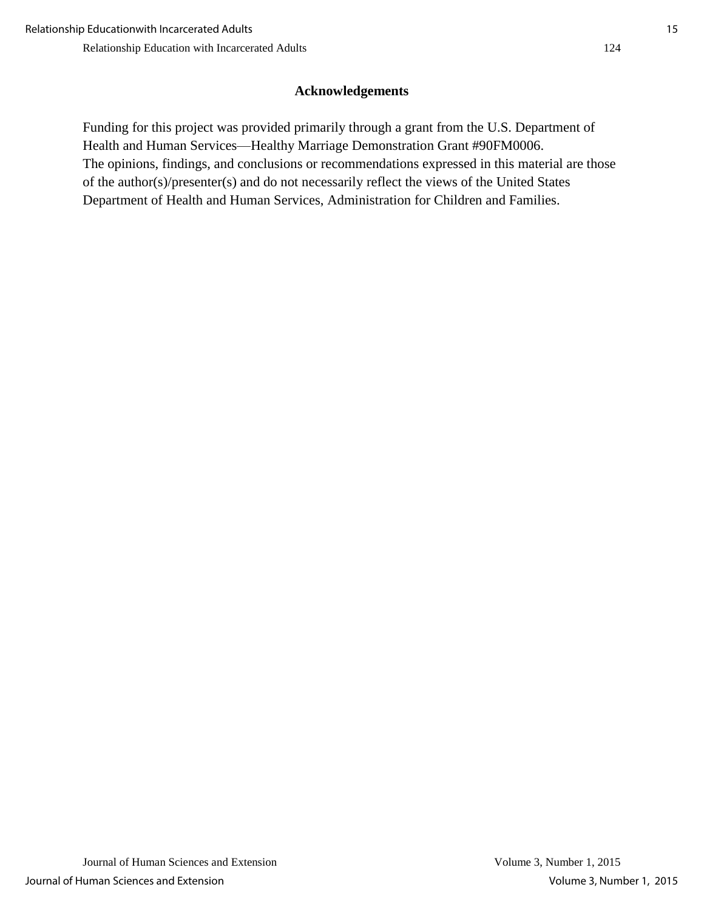## Acknowledgements

Funding for this project was provided primarily through a grant from the U.S. Department of Health and Human Services—Healthy Marriage Demonstration Grant #90FM0006.
The opinions, findings, and conclusions or recommendations expressed in this material are those of the author(s)/presenter(s) and do not necessarily reflect the views of the United States Department of Health and Human Services, Administration for Children and Families.